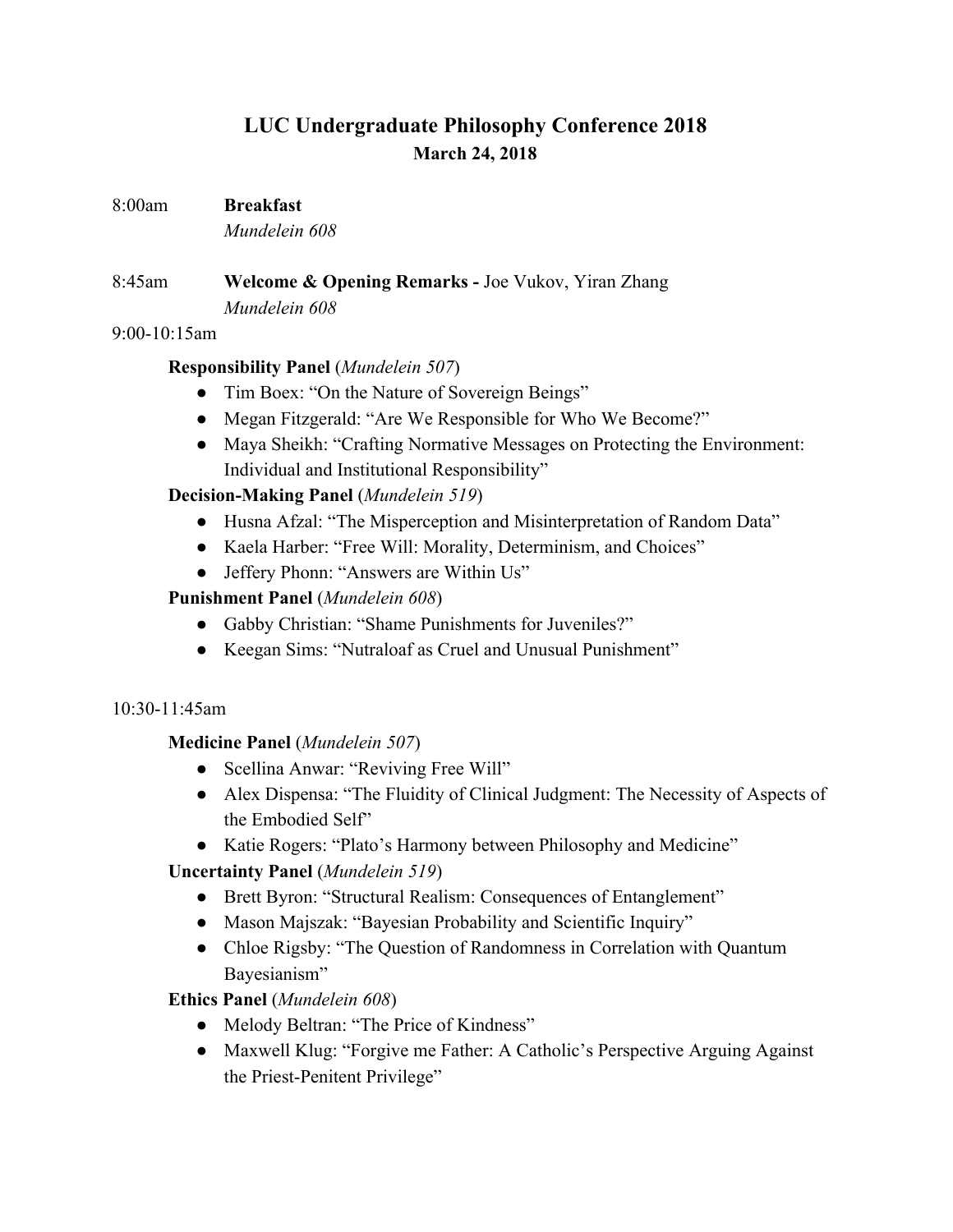# LUC Undergraduate Philosophy Conference 2018

## March 24, 2018

8:00am **Breakfast**
*Mundelein 608*

8:45am **Welcome & Opening Remarks -** Joe Vukov, Yiran Zhang
*Mundelein 608*

9:00-10:15am

**Responsibility Panel** (*Mundelein 507*)

- Tim Boex: "On the Nature of Sovereign Beings"
- Megan Fitzgerald: "Are We Responsible for Who We Become?"
- Maya Sheikh: "Crafting Normative Messages on Protecting the Environment: Individual and Institutional Responsibility"

**Decision-Making Panel** (*Mundelein 519*)

- Husna Afzal: "The Misperception and Misinterpretation of Random Data"
- Kaela Harber: "Free Will: Morality, Determinism, and Choices"
- Jeffery Phonn: "Answers are Within Us"

**Punishment Panel** (*Mundelein 608*)

- Gabby Christian: "Shame Punishments for Juveniles?"
- Keegan Sims: "Nutraloaf as Cruel and Unusual Punishment"

10:30-11:45am

**Medicine Panel** (*Mundelein 507*)

- Scellina Anwar: "Reviving Free Will"
- Alex Dispensa: "The Fluidity of Clinical Judgment: The Necessity of Aspects of the Embodied Self"
- Katie Rogers: "Plato's Harmony between Philosophy and Medicine"

**Uncertainty Panel** (*Mundelein 519*)

- Brett Byron: "Structural Realism: Consequences of Entanglement"
- Mason Majszak: "Bayesian Probability and Scientific Inquiry"
- Chloe Rigsby: "The Question of Randomness in Correlation with Quantum Bayesianism"

**Ethics Panel** (*Mundelein 608*)

- Melody Beltran: "The Price of Kindness"
- Maxwell Klug: "Forgive me Father: A Catholic's Perspective Arguing Against the Priest-Penitent Privilege"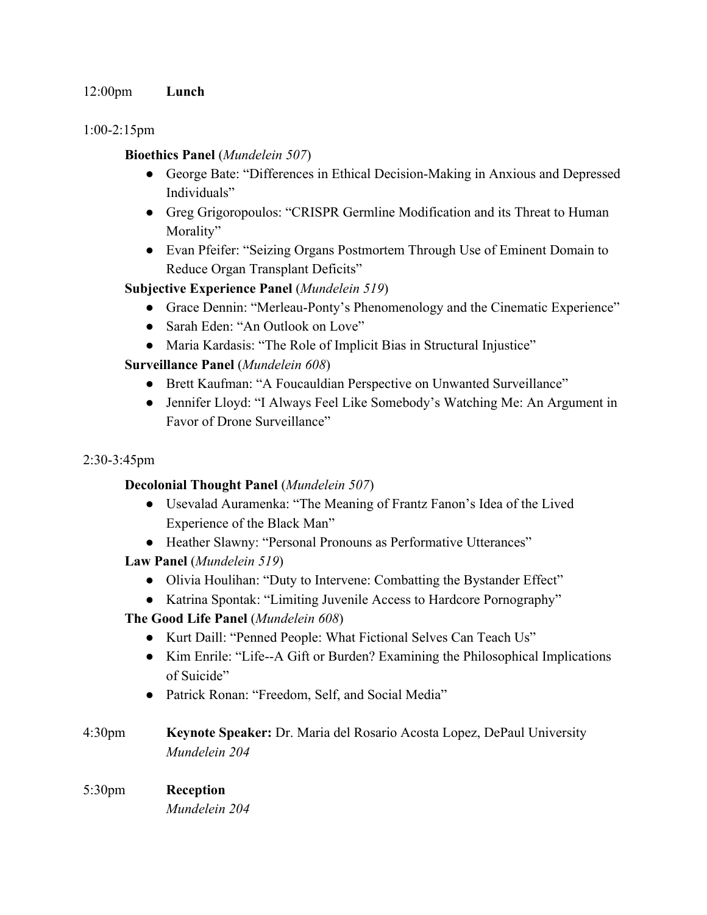12:00pm **Lunch**

1:00-2:15pm

**Bioethics Panel** (*Mundelein 507*)

- George Bate: "Differences in Ethical Decision-Making in Anxious and Depressed Individuals"
- Greg Grigoropoulos: "CRISPR Germline Modification and its Threat to Human Morality"
- Evan Pfeifer: "Seizing Organs Postmortem Through Use of Eminent Domain to Reduce Organ Transplant Deficits"

**Subjective Experience Panel** (*Mundelein 519*)

- Grace Dennin: "Merleau-Ponty's Phenomenology and the Cinematic Experience"
- Sarah Eden: "An Outlook on Love"
- Maria Kardasis: "The Role of Implicit Bias in Structural Injustice"

**Surveillance Panel** (*Mundelein 608*)

- Brett Kaufman: "A Foucauldian Perspective on Unwanted Surveillance"
- Jennifer Lloyd: "I Always Feel Like Somebody's Watching Me: An Argument in Favor of Drone Surveillance"

2:30-3:45pm

**Decolonial Thought Panel** (*Mundelein 507*)

- Usevalad Auramenka: "The Meaning of Frantz Fanon's Idea of the Lived Experience of the Black Man"
- Heather Slawny: "Personal Pronouns as Performative Utterances"

**Law Panel** (*Mundelein 519*)

- Olivia Houlihan: "Duty to Intervene: Combatting the Bystander Effect"
- Katrina Spontak: "Limiting Juvenile Access to Hardcore Pornography"

**The Good Life Panel** (*Mundelein 608*)

- Kurt Daill: "Penned People: What Fictional Selves Can Teach Us"
- Kim Enrile: "Life--A Gift or Burden? Examining the Philosophical Implications of Suicide"
- Patrick Ronan: "Freedom, Self, and Social Media"

4:30pm **Keynote Speaker:** Dr. Maria del Rosario Acosta Lopez, DePaul University
*Mundelein 204*

5:30pm **Reception**
*Mundelein 204*